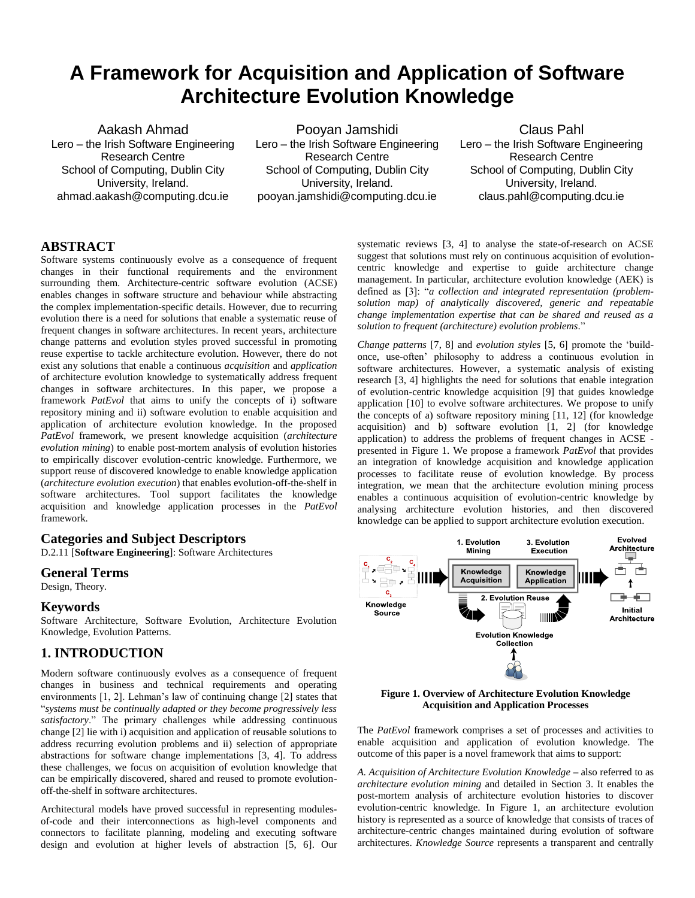# A Framework for Acquisition and Application of Software Architecture Evolution Knowledge

Aakash Ahmad
Lero – the Irish Software Engineering Research Centre
School of Computing, Dublin City University, Ireland.
ahmad.aakash@computing.dcu.ie

Pooyan Jamshidi
Lero – the Irish Software Engineering Research Centre
School of Computing, Dublin City University, Ireland.
pooyan.jamshidi@computing.dcu.ie

Claus Pahl
Lero – the Irish Software Engineering Research Centre
School of Computing, Dublin City University, Ireland.
claus.pahl@computing.dcu.ie

## ABSTRACT

Software systems continuously evolve as a consequence of frequent changes in their functional requirements and the environment surrounding them. Architecture-centric software evolution (ACSE) enables changes in software structure and behaviour while abstracting the complex implementation-specific details. However, due to recurring evolution there is a need for solutions that enable a systematic reuse of frequent changes in software architectures. In recent years, architecture change patterns and evolution styles proved successful in promoting reuse expertise to tackle architecture evolution. However, there do not exist any solutions that enable a continuous *acquisition* and *application* of architecture evolution knowledge to systematically address frequent changes in software architectures. In this paper, we propose a framework *PatEvol* that aims to unify the concepts of i) software repository mining and ii) software evolution to enable acquisition and application of architecture evolution knowledge. In the proposed *PatEvol* framework, we present knowledge acquisition (*architecture evolution mining*) to enable post-mortem analysis of evolution histories to empirically discover evolution-centric knowledge. Furthermore, we support reuse of discovered knowledge to enable knowledge application (*architecture evolution execution*) that enables evolution-off-the-shelf in software architectures. Tool support facilitates the knowledge acquisition and knowledge application processes in the *PatEvol* framework.

## Categories and Subject Descriptors

D.2.11 [**Software Engineering**]: Software Architectures

## General Terms

Design, Theory.

## Keywords

Software Architecture, Software Evolution, Architecture Evolution Knowledge, Evolution Patterns.

## 1. INTRODUCTION

Modern software continuously evolves as a consequence of frequent changes in business and technical requirements and operating environments [1, 2]. Lehman's law of continuing change [2] states that "*systems must be continually adapted or they become progressively less satisfactory*." The primary challenges while addressing continuous change [2] lie with i) acquisition and application of reusable solutions to address recurring evolution problems and ii) selection of appropriate abstractions for software change implementations [3, 4]. To address these challenges, we focus on acquisition of evolution knowledge that can be empirically discovered, shared and reused to promote evolution-off-the-shelf in software architectures.

Architectural models have proved successful in representing modules-of-code and their interconnections as high-level components and connectors to facilitate planning, modeling and executing software design and evolution at higher levels of abstraction [5, 6]. Our systematic reviews [3, 4] to analyse the state-of-research on ACSE suggest that solutions must rely on continuous acquisition of evolution-centric knowledge and expertise to guide architecture change management. In particular, architecture evolution knowledge (AEK) is defined as [3]: "*a collection and integrated representation (problem-solution map) of analytically discovered, generic and repeatable change implementation expertise that can be shared and reused as a solution to frequent (architecture) evolution problems*."

*Change patterns* [7, 8] and *evolution styles* [5, 6] promote the 'build-once, use-often' philosophy to address a continuous evolution in software architectures. However, a systematic analysis of existing research [3, 4] highlights the need for solutions that enable integration of evolution-centric knowledge acquisition [9] that guides knowledge application [10] to evolve software architectures. We propose to unify the concepts of a) software repository mining [11, 12] (for knowledge acquisition) and b) software evolution [1, 2] (for knowledge application) to address the problems of frequent changes in ACSE - presented in Figure 1. We propose a framework *PatEvol* that provides an integration of knowledge acquisition and knowledge application processes to facilitate reuse of evolution knowledge. By process integration, we mean that the architecture evolution mining process enables a continuous acquisition of evolution-centric knowledge by analysing architecture evolution histories, and then discovered knowledge can be applied to support architecture evolution execution.

**Figure 1. Overview of Architecture Evolution Knowledge Acquisition and Application Processes**

The *PatEvol* framework comprises a set of processes and activities to enable acquisition and application of evolution knowledge. The outcome of this paper is a novel framework that aims to support:

*A. Acquisition of Architecture Evolution Knowledge* – also referred to as *architecture evolution mining* and detailed in Section 3. It enables the post-mortem analysis of architecture evolution histories to discover evolution-centric knowledge. In Figure 1, an architecture evolution history is represented as a source of knowledge that consists of traces of architecture-centric changes maintained during evolution of software architectures. *Knowledge Source* represents a transparent and centrally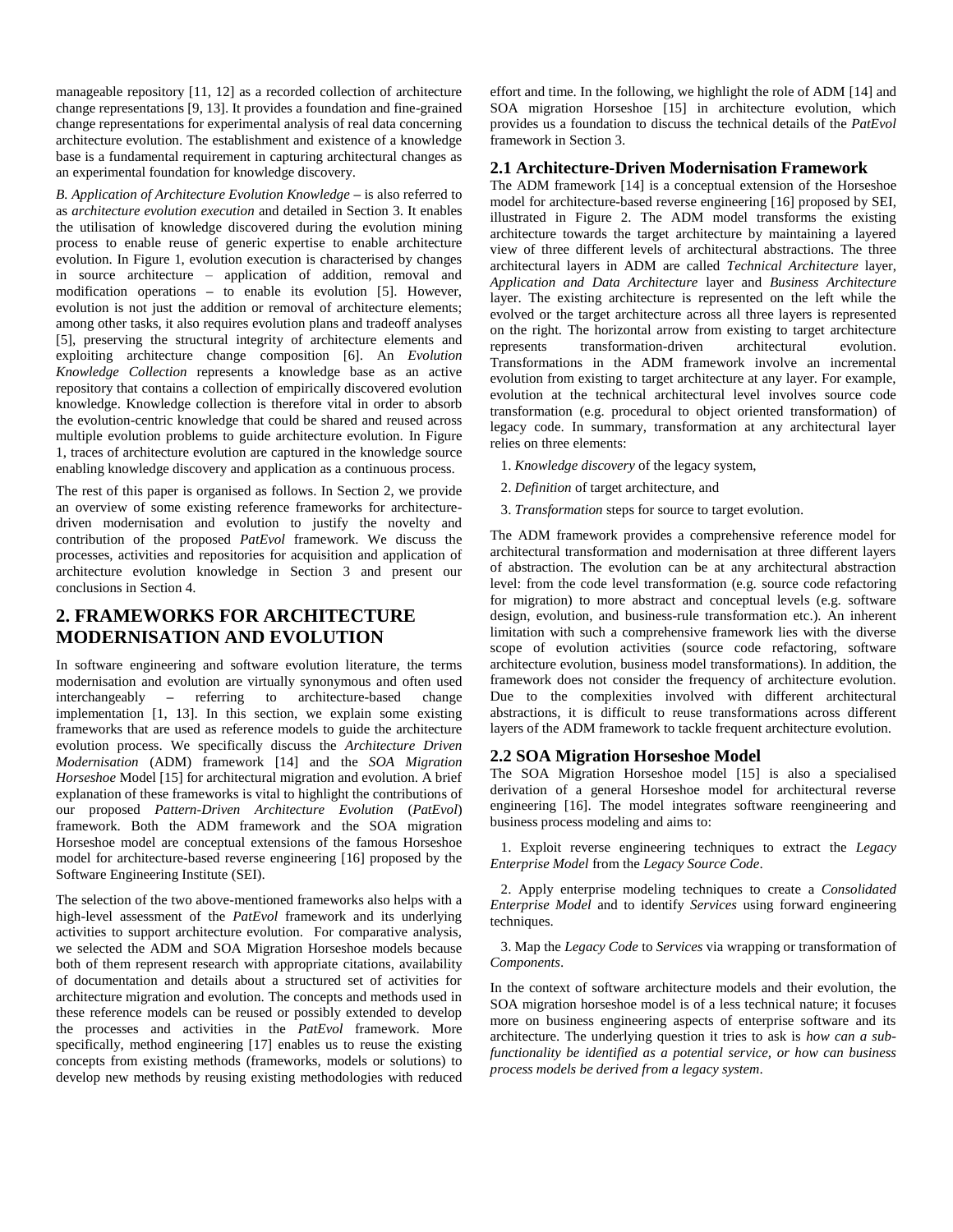manageable repository [11, 12] as a recorded collection of architecture change representations [9, 13]. It provides a foundation and fine-grained change representations for experimental analysis of real data concerning architecture evolution. The establishment and existence of a knowledge base is a fundamental requirement in capturing architectural changes as an experimental foundation for knowledge discovery.

*B. Application of Architecture Evolution Knowledge* – is also referred to as *architecture evolution execution* and detailed in Section 3. It enables the utilisation of knowledge discovered during the evolution mining process to enable reuse of generic expertise to enable architecture evolution. In Figure 1, evolution execution is characterised by changes in source architecture – application of addition, removal and modification operations – to enable its evolution [5]. However, evolution is not just the addition or removal of architecture elements; among other tasks, it also requires evolution plans and tradeoff analyses [5], preserving the structural integrity of architecture elements and exploiting architecture change composition [6]. An *Evolution Knowledge Collection* represents a knowledge base as an active repository that contains a collection of empirically discovered evolution knowledge. Knowledge collection is therefore vital in order to absorb the evolution-centric knowledge that could be shared and reused across multiple evolution problems to guide architecture evolution. In Figure 1, traces of architecture evolution are captured in the knowledge source enabling knowledge discovery and application as a continuous process.

The rest of this paper is organised as follows. In Section 2, we provide an overview of some existing reference frameworks for architecture-driven modernisation and evolution to justify the novelty and contribution of the proposed *PatEvol* framework. We discuss the processes, activities and repositories for acquisition and application of architecture evolution knowledge in Section 3 and present our conclusions in Section 4.

## 2. FRAMEWORKS FOR ARCHITECTURE MODERNISATION AND EVOLUTION

In software engineering and software evolution literature, the terms modernisation and evolution are virtually synonymous and often used interchangeably – referring to architecture-based change implementation [1, 13]. In this section, we explain some existing frameworks that are used as reference models to guide the architecture evolution process. We specifically discuss the *Architecture Driven Modernisation* (ADM) framework [14] and the *SOA Migration Horseshoe* Model [15] for architectural migration and evolution. A brief explanation of these frameworks is vital to highlight the contributions of our proposed *Pattern-Driven Architecture Evolution* (*PatEvol*) framework. Both the ADM framework and the SOA migration Horseshoe model are conceptual extensions of the famous Horseshoe model for architecture-based reverse engineering [16] proposed by the Software Engineering Institute (SEI).

The selection of the two above-mentioned frameworks also helps with a high-level assessment of the *PatEvol* framework and its underlying activities to support architecture evolution. For comparative analysis, we selected the ADM and SOA Migration Horseshoe models because both of them represent research with appropriate citations, availability of documentation and details about a structured set of activities for architecture migration and evolution. The concepts and methods used in these reference models can be reused or possibly extended to develop the processes and activities in the *PatEvol* framework. More specifically, method engineering [17] enables us to reuse the existing concepts from existing methods (frameworks, models or solutions) to develop new methods by reusing existing methodologies with reduced effort and time. In the following, we highlight the role of ADM [14] and SOA migration Horseshoe [15] in architecture evolution, which provides us a foundation to discuss the technical details of the *PatEvol* framework in Section 3.

### 2.1 Architecture-Driven Modernisation Framework

The ADM framework [14] is a conceptual extension of the Horseshoe model for architecture-based reverse engineering [16] proposed by SEI, illustrated in Figure 2. The ADM model transforms the existing architecture towards the target architecture by maintaining a layered view of three different levels of architectural abstractions. The three architectural layers in ADM are called *Technical Architecture* layer, *Application and Data Architecture* layer and *Business Architecture* layer. The existing architecture is represented on the left while the evolved or the target architecture across all three layers is represented on the right. The horizontal arrow from existing to target architecture represents transformation-driven architectural evolution. Transformations in the ADM framework involve an incremental evolution from existing to target architecture at any layer. For example, evolution at the technical architectural level involves source code transformation (e.g. procedural to object oriented transformation) of legacy code. In summary, transformation at any architectural layer relies on three elements:

1. *Knowledge discovery* of the legacy system,
2. *Definition* of target architecture, and
3. *Transformation* steps for source to target evolution.

The ADM framework provides a comprehensive reference model for architectural transformation and modernisation at three different layers of abstraction. The evolution can be at any architectural abstraction level: from the code level transformation (e.g. source code refactoring for migration) to more abstract and conceptual levels (e.g. software design, evolution, and business-rule transformation etc.). An inherent limitation with such a comprehensive framework lies with the diverse scope of evolution activities (source code refactoring, software architecture evolution, business model transformations). In addition, the framework does not consider the frequency of architecture evolution. Due to the complexities involved with different architectural abstractions, it is difficult to reuse transformations across different layers of the ADM framework to tackle frequent architecture evolution.

### 2.2 SOA Migration Horseshoe Model

The SOA Migration Horseshoe model [15] is also a specialised derivation of a general Horseshoe model for architectural reverse engineering [16]. The model integrates software reengineering and business process modeling and aims to:

1. Exploit reverse engineering techniques to extract the *Legacy Enterprise Model* from the *Legacy Source Code*.

2. Apply enterprise modeling techniques to create a *Consolidated Enterprise Model* and to identify *Services* using forward engineering techniques.

3. Map the *Legacy Code* to *Services* via wrapping or transformation of *Components*.

In the context of software architecture models and their evolution, the SOA migration horseshoe model is of a less technical nature; it focuses more on business engineering aspects of enterprise software and its architecture. The underlying question it tries to ask is *how can a sub-functionality be identified as a potential service, or how can business process models be derived from a legacy system*.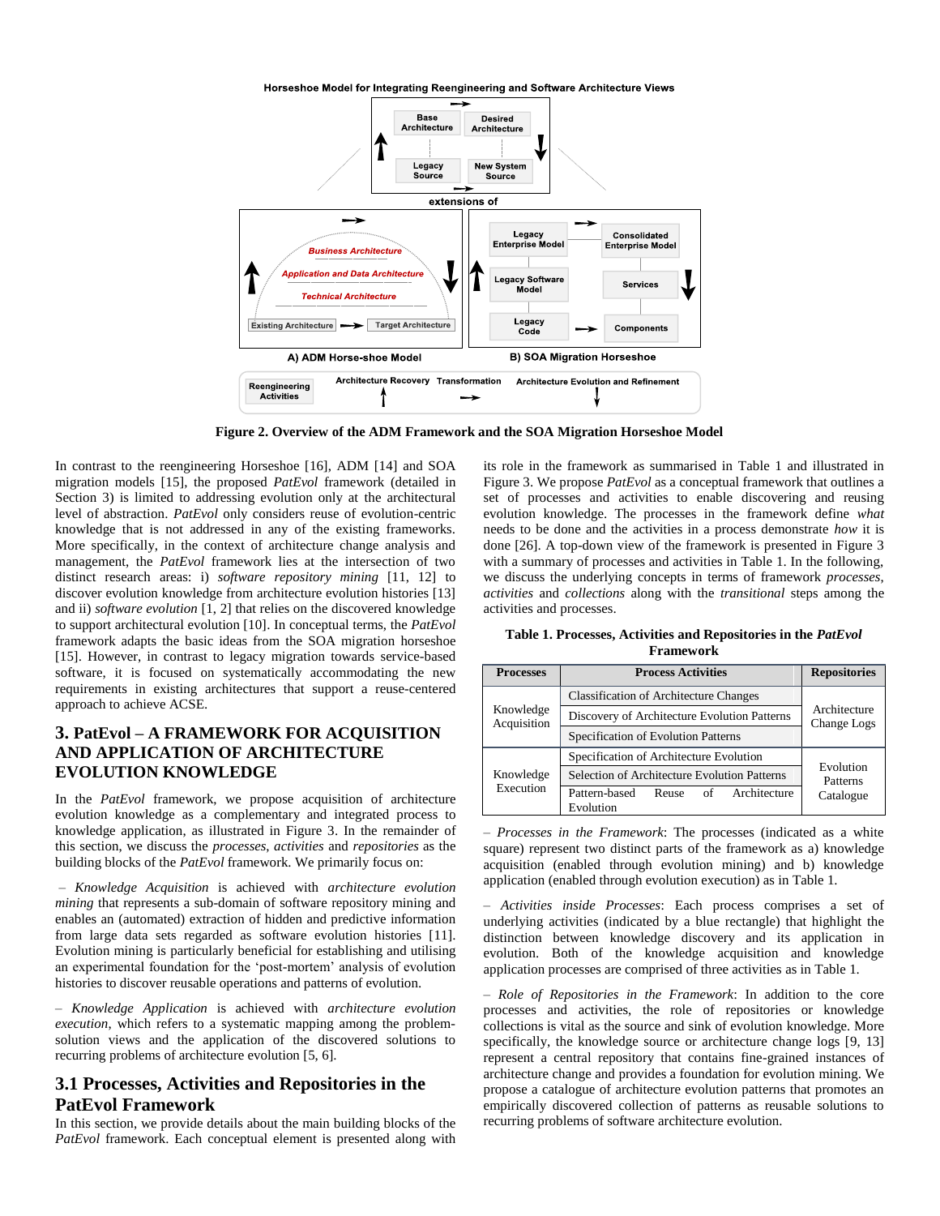Figure 2. Overview of the ADM Framework and the SOA Migration Horseshoe Model

In contrast to the reengineering Horseshoe [16], ADM [14] and SOA migration models [15], the proposed *PatEvol* framework (detailed in Section 3) is limited to addressing evolution only at the architectural level of abstraction. *PatEvol* only considers reuse of evolution-centric knowledge that is not addressed in any of the existing frameworks. More specifically, in the context of architecture change analysis and management, the *PatEvol* framework lies at the intersection of two distinct research areas: i) *software repository mining* [11, 12] to discover evolution knowledge from architecture evolution histories [13] and ii) *software evolution* [1, 2] that relies on the discovered knowledge to support architectural evolution [10]. In conceptual terms, the *PatEvol* framework adapts the basic ideas from the SOA migration horseshoe [15]. However, in contrast to legacy migration towards service-based software, it is focused on systematically accommodating the new requirements in existing architectures that support a reuse-centered approach to achieve ACSE.

## 3. PatEvol – A FRAMEWORK FOR ACQUISITION AND APPLICATION OF ARCHITECTURE EVOLUTION KNOWLEDGE

In the *PatEvol* framework, we propose acquisition of architecture evolution knowledge as a complementary and integrated process to knowledge application, as illustrated in Figure 3. In the remainder of this section, we discuss the *processes*, *activities* and *repositories* as the building blocks of the *PatEvol* framework. We primarily focus on:

– *Knowledge Acquisition* is achieved with *architecture evolution mining* that represents a sub-domain of software repository mining and enables an (automated) extraction of hidden and predictive information from large data sets regarded as software evolution histories [11]. Evolution mining is particularly beneficial for establishing and utilising an experimental foundation for the 'post-mortem' analysis of evolution histories to discover reusable operations and patterns of evolution.

– *Knowledge Application* is achieved with *architecture evolution execution*, which refers to a systematic mapping among the problem-solution views and the application of the discovered solutions to recurring problems of architecture evolution [5, 6].

### 3.1 Processes, Activities and Repositories in the PatEvol Framework

In this section, we provide details about the main building blocks of the *PatEvol* framework. Each conceptual element is presented along with its role in the framework as summarised in Table 1 and illustrated in Figure 3. We propose *PatEvol* as a conceptual framework that outlines a set of processes and activities to enable discovering and reusing evolution knowledge. The processes in the framework define *what* needs to be done and the activities in a process demonstrate *how* it is done [26]. A top-down view of the framework is presented in Figure 3 with a summary of processes and activities in Table 1. In the following, we discuss the underlying concepts in terms of framework *processes*, *activities* and *collections* along with the *transitional* steps among the activities and processes.

**Table 1. Processes, Activities and Repositories in the *PatEvol* Framework**

| Processes | Process Activities | Repositories |
|---|---|---|
| Knowledge Acquisition | Classification of Architecture Changes | Architecture Change Logs |
| | Discovery of Architecture Evolution Patterns | |
| | Specification of Evolution Patterns | |
| Knowledge Execution | Specification of Architecture Evolution | Evolution Patterns Catalogue |
| | Selection of Architecture Evolution Patterns | |
| | Pattern-based Reuse of Architecture Evolution | |

– *Processes in the Framework*: The processes (indicated as a white square) represent two distinct parts of the framework as a) knowledge acquisition (enabled through evolution mining) and b) knowledge application (enabled through evolution execution) as in Table 1.

– *Activities inside Processes*: Each process comprises a set of underlying activities (indicated by a blue rectangle) that highlight the distinction between knowledge discovery and its application in evolution. Both of the knowledge acquisition and knowledge application processes are comprised of three activities as in Table 1.

– *Role of Repositories in the Framework*: In addition to the core processes and activities, the role of repositories or knowledge collections is vital as the source and sink of evolution knowledge. More specifically, the knowledge source or architecture change logs [9, 13] represent a central repository that contains fine-grained instances of architecture change and provides a foundation for evolution mining. We propose a catalogue of architecture evolution patterns that promotes an empirically discovered collection of patterns as reusable solutions to recurring problems of software architecture evolution.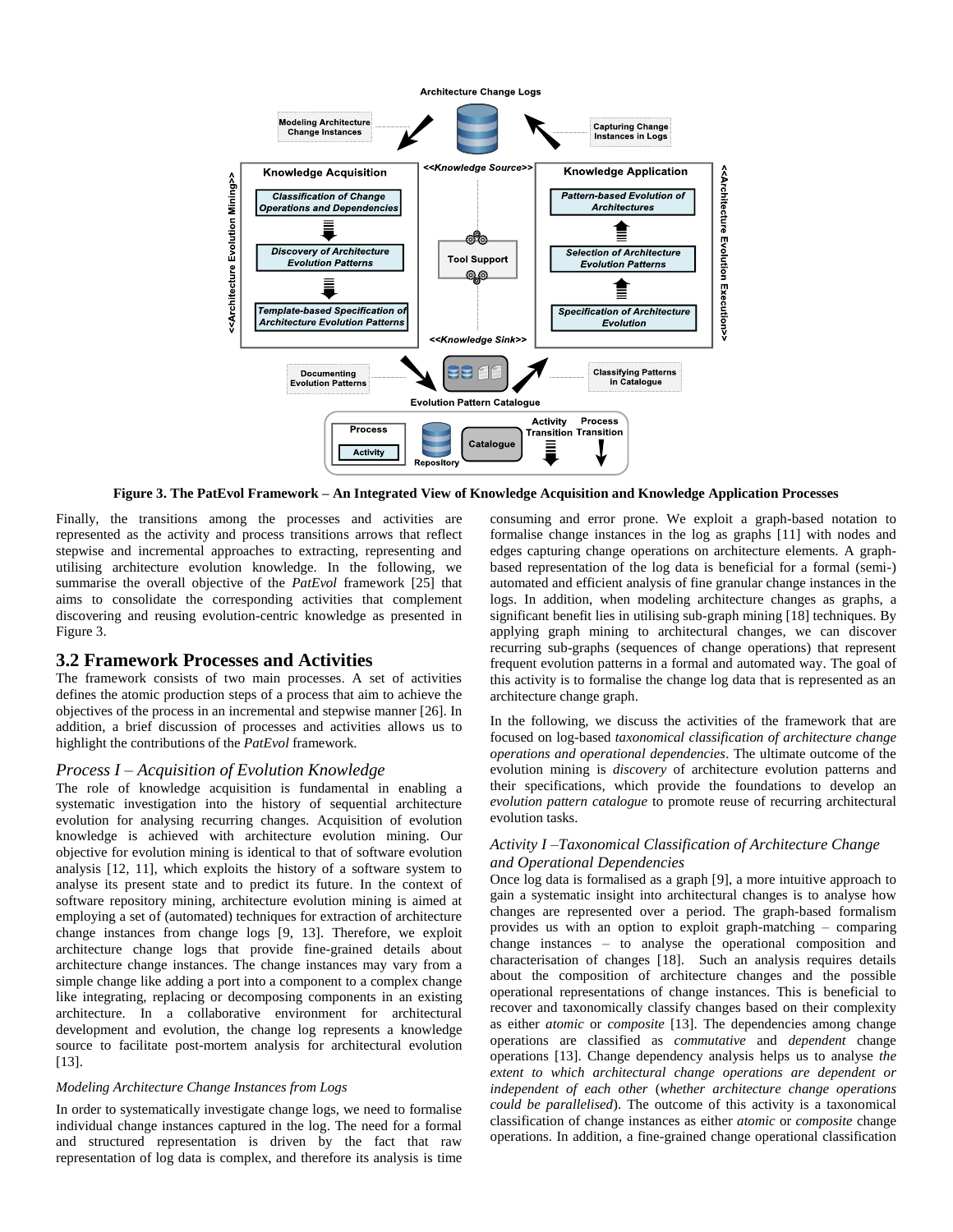**Figure 3. The PatEvol Framework – An Integrated View of Knowledge Acquisition and Knowledge Application Processes**

Finally, the transitions among the processes and activities are represented as the activity and process transitions arrows that reflect stepwise and incremental approaches to extracting, representing and utilising architecture evolution knowledge. In the following, we summarise the overall objective of the *PatEvol* framework [25] that aims to consolidate the corresponding activities that complement discovering and reusing evolution-centric knowledge as presented in Figure 3.

## 3.2 Framework Processes and Activities

The framework consists of two main processes. A set of activities defines the atomic production steps of a process that aim to achieve the objectives of the process in an incremental and stepwise manner [26]. In addition, a brief discussion of processes and activities allows us to highlight the contributions of the *PatEvol* framework.

### *Process I – Acquisition of Evolution Knowledge*

The role of knowledge acquisition is fundamental in enabling a systematic investigation into the history of sequential architecture evolution for analysing recurring changes. Acquisition of evolution knowledge is achieved with architecture evolution mining. Our objective for evolution mining is identical to that of software evolution analysis [12, 11], which exploits the history of a software system to analyse its present state and to predict its future. In the context of software repository mining, architecture evolution mining is aimed at employing a set of (automated) techniques for extraction of architecture change instances from change logs [9, 13]. Therefore, we exploit architecture change logs that provide fine-grained details about architecture change instances. The change instances may vary from a simple change like adding a port into a component to a complex change like integrating, replacing or decomposing components in an existing architecture. In a collaborative environment for architectural development and evolution, the change log represents a knowledge source to facilitate post-mortem analysis for architectural evolution [13].

*Modeling Architecture Change Instances from Logs*

In order to systematically investigate change logs, we need to formalise individual change instances captured in the log. The need for a formal and structured representation is driven by the fact that raw representation of log data is complex, and therefore its analysis is time consuming and error prone. We exploit a graph-based notation to formalise change instances in the log as graphs [11] with nodes and edges capturing change operations on architecture elements. A graph-based representation of the log data is beneficial for a formal (semi-) automated and efficient analysis of fine granular change instances in the logs. In addition, when modeling architecture changes as graphs, a significant benefit lies in utilising sub-graph mining [18] techniques. By applying graph mining to architectural changes, we can discover recurring sub-graphs (sequences of change operations) that represent frequent evolution patterns in a formal and automated way. The goal of this activity is to formalise the change log data that is represented as an architecture change graph.

In the following, we discuss the activities of the framework that are focused on log-based *taxonomical classification of architecture change operations and operational dependencies*. The ultimate outcome of the evolution mining is *discovery* of architecture evolution patterns and their specifications, which provide the foundations to develop an *evolution pattern catalogue* to promote reuse of recurring architectural evolution tasks.

### *Activity I –Taxonomical Classification of Architecture Change and Operational Dependencies*

Once log data is formalised as a graph [9], a more intuitive approach to gain a systematic insight into architectural changes is to analyse how changes are represented over a period. The graph-based formalism provides us with an option to exploit graph-matching – comparing change instances – to analyse the operational composition and characterisation of changes [18]. Such an analysis requires details about the composition of architecture changes and the possible operational representations of change instances. This is beneficial to recover and taxonomically classify changes based on their complexity as either *atomic* or *composite* [13]. The dependencies among change operations are classified as *commutative* and *dependent* change operations [13]. Change dependency analysis helps us to analyse *the extent to which architectural change operations are dependent or independent of each other* (*whether architecture change operations could be parallelised*). The outcome of this activity is a taxonomical classification of change instances as either *atomic* or *composite* change operations. In addition, a fine-grained change operational classification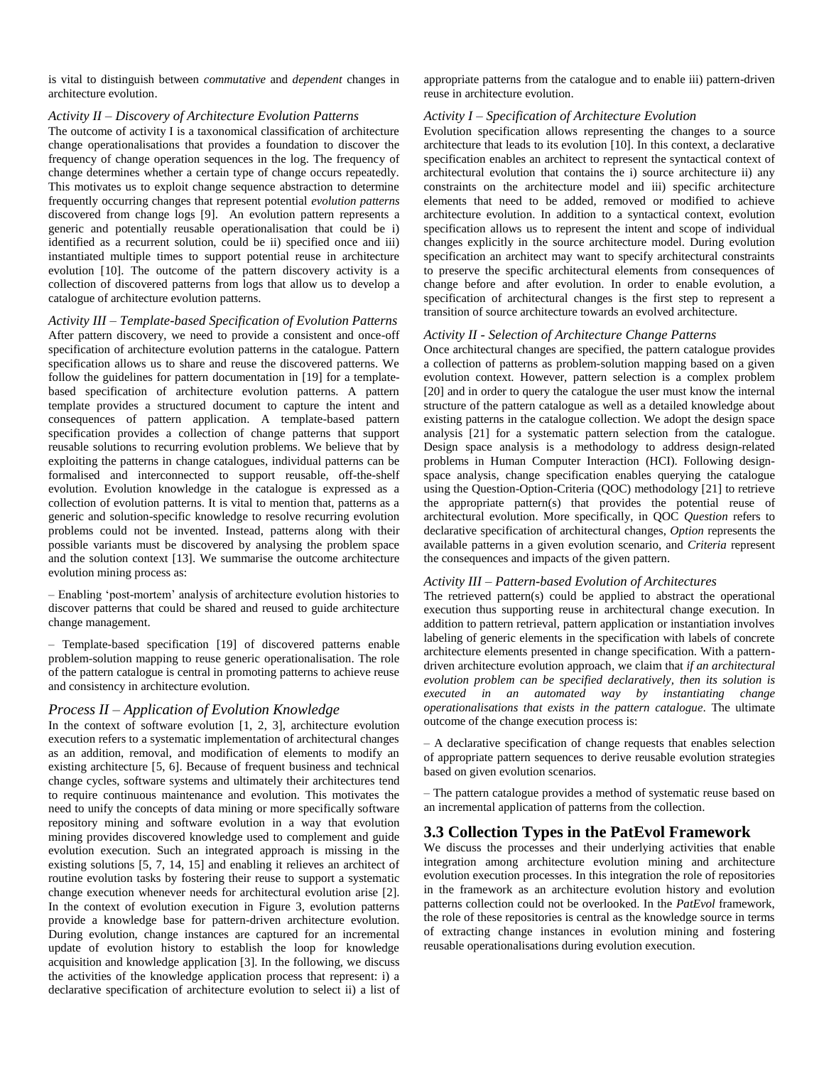is vital to distinguish between *commutative* and *dependent* changes in architecture evolution.

*Activity II – Discovery of Architecture Evolution Patterns*
The outcome of activity I is a taxonomical classification of architecture change operationalisations that provides a foundation to discover the frequency of change operation sequences in the log. The frequency of change determines whether a certain type of change occurs repeatedly. This motivates us to exploit change sequence abstraction to determine frequently occurring changes that represent potential *evolution patterns* discovered from change logs [9]. An evolution pattern represents a generic and potentially reusable operationalisation that could be i) identified as a recurrent solution, could be ii) specified once and iii) instantiated multiple times to support potential reuse in architecture evolution [10]. The outcome of the pattern discovery activity is a collection of discovered patterns from logs that allow us to develop a catalogue of architecture evolution patterns.

*Activity III – Template-based Specification of Evolution Patterns*
After pattern discovery, we need to provide a consistent and once-off specification of architecture evolution patterns in the catalogue. Pattern specification allows us to share and reuse the discovered patterns. We follow the guidelines for pattern documentation in [19] for a template-based specification of architecture evolution patterns. A pattern template provides a structured document to capture the intent and consequences of pattern application. A template-based pattern specification provides a collection of change patterns that support reusable solutions to recurring evolution problems. We believe that by exploiting the patterns in change catalogues, individual patterns can be formalised and interconnected to support reusable, off-the-shelf evolution. Evolution knowledge in the catalogue is expressed as a collection of evolution patterns. It is vital to mention that, patterns as a generic and solution-specific knowledge to resolve recurring evolution problems could not be invented. Instead, patterns along with their possible variants must be discovered by analysing the problem space and the solution context [13]. We summarise the outcome architecture evolution mining process as:

– Enabling 'post-mortem' analysis of architecture evolution histories to discover patterns that could be shared and reused to guide architecture change management.

– Template-based specification [19] of discovered patterns enable problem-solution mapping to reuse generic operationalisation. The role of the pattern catalogue is central in promoting patterns to achieve reuse and consistency in architecture evolution.

### *Process II – Application of Evolution Knowledge*

In the context of software evolution [1, 2, 3], architecture evolution execution refers to a systematic implementation of architectural changes as an addition, removal, and modification of elements to modify an existing architecture [5, 6]. Because of frequent business and technical change cycles, software systems and ultimately their architectures tend to require continuous maintenance and evolution. This motivates the need to unify the concepts of data mining or more specifically software repository mining and software evolution in a way that evolution mining provides discovered knowledge used to complement and guide evolution execution. Such an integrated approach is missing in the existing solutions [5, 7, 14, 15] and enabling it relieves an architect of routine evolution tasks by fostering their reuse to support a systematic change execution whenever needs for architectural evolution arise [2]. In the context of evolution execution in Figure 3, evolution patterns provide a knowledge base for pattern-driven architecture evolution. During evolution, change instances are captured for an incremental update of evolution history to establish the loop for knowledge acquisition and knowledge application [3]. In the following, we discuss the activities of the knowledge application process that represent: i) a declarative specification of architecture evolution to select ii) a list of appropriate patterns from the catalogue and to enable iii) pattern-driven reuse in architecture evolution.

*Activity I – Specification of Architecture Evolution*
Evolution specification allows representing the changes to a source architecture that leads to its evolution [10]. In this context, a declarative specification enables an architect to represent the syntactical context of architectural evolution that contains the i) source architecture ii) any constraints on the architecture model and iii) specific architecture elements that need to be added, removed or modified to achieve architecture evolution. In addition to a syntactical context, evolution specification allows us to represent the intent and scope of individual changes explicitly in the source architecture model. During evolution specification an architect may want to specify architectural constraints to preserve the specific architectural elements from consequences of change before and after evolution. In order to enable evolution, a specification of architectural changes is the first step to represent a transition of source architecture towards an evolved architecture.

*Activity II - Selection of Architecture Change Patterns*
Once architectural changes are specified, the pattern catalogue provides a collection of patterns as problem-solution mapping based on a given evolution context. However, pattern selection is a complex problem [20] and in order to query the catalogue the user must know the internal structure of the pattern catalogue as well as a detailed knowledge about existing patterns in the catalogue collection. We adopt the design space analysis [21] for a systematic pattern selection from the catalogue. Design space analysis is a methodology to address design-related problems in Human Computer Interaction (HCI). Following design-space analysis, change specification enables querying the catalogue using the Question-Option-Criteria (QOC) methodology [21] to retrieve the appropriate pattern(s) that provides the potential reuse of architectural evolution. More specifically, in QOC *Question* refers to declarative specification of architectural changes, *Option* represents the available patterns in a given evolution scenario, and *Criteria* represent the consequences and impacts of the given pattern.

*Activity III – Pattern-based Evolution of Architectures*
The retrieved pattern(s) could be applied to abstract the operational execution thus supporting reuse in architectural change execution. In addition to pattern retrieval, pattern application or instantiation involves labeling of generic elements in the specification with labels of concrete architecture elements presented in change specification. With a pattern-driven architecture evolution approach, we claim that *if an architectural evolution problem can be specified declaratively, then its solution is executed in an automated way by instantiating change operationalisations that exists in the pattern catalogue*. The ultimate outcome of the change execution process is:

– A declarative specification of change requests that enables selection of appropriate pattern sequences to derive reusable evolution strategies based on given evolution scenarios.

– The pattern catalogue provides a method of systematic reuse based on an incremental application of patterns from the collection.

## 3.3 Collection Types in the PatEvol Framework

We discuss the processes and their underlying activities that enable integration among architecture evolution mining and architecture evolution execution processes. In this integration the role of repositories in the framework as an architecture evolution history and evolution patterns collection could not be overlooked. In the *PatEvol* framework, the role of these repositories is central as the knowledge source in terms of extracting change instances in evolution mining and fostering reusable operationalisations during evolution execution.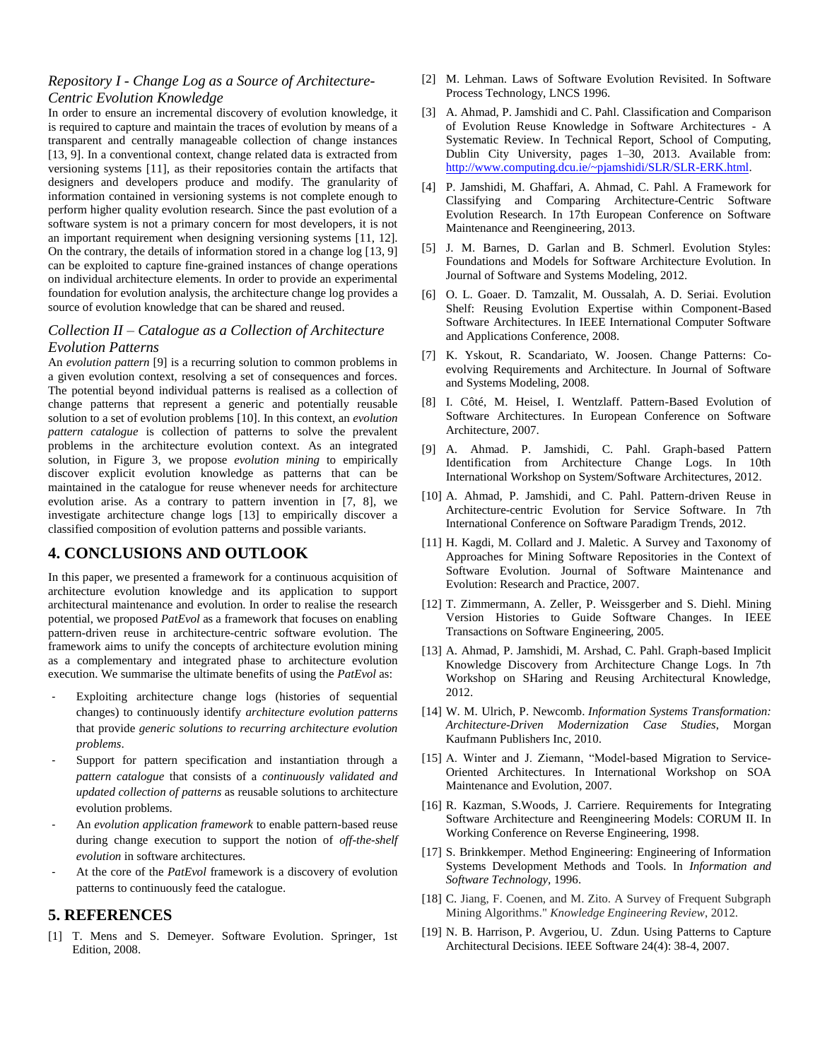### *Repository I - Change Log as a Source of Architecture-Centric Evolution Knowledge*

In order to ensure an incremental discovery of evolution knowledge, it is required to capture and maintain the traces of evolution by means of a transparent and centrally manageable collection of change instances [13, 9]. In a conventional context, change related data is extracted from versioning systems [11], as their repositories contain the artifacts that designers and developers produce and modify. The granularity of information contained in versioning systems is not complete enough to perform higher quality evolution research. Since the past evolution of a software system is not a primary concern for most developers, it is not an important requirement when designing versioning systems [11, 12]. On the contrary, the details of information stored in a change log [13, 9] can be exploited to capture fine-grained instances of change operations on individual architecture elements. In order to provide an experimental foundation for evolution analysis, the architecture change log provides a source of evolution knowledge that can be shared and reused.

### *Collection II – Catalogue as a Collection of Architecture Evolution Patterns*

An *evolution pattern* [9] is a recurring solution to common problems in a given evolution context, resolving a set of consequences and forces. The potential beyond individual patterns is realised as a collection of change patterns that represent a generic and potentially reusable solution to a set of evolution problems [10]. In this context, an *evolution pattern catalogue* is collection of patterns to solve the prevalent problems in the architecture evolution context. As an integrated solution, in Figure 3, we propose *evolution mining* to empirically discover explicit evolution knowledge as patterns that can be maintained in the catalogue for reuse whenever needs for architecture evolution arise. As a contrary to pattern invention in [7, 8], we investigate architecture change logs [13] to empirically discover a classified composition of evolution patterns and possible variants.

## 4. CONCLUSIONS AND OUTLOOK

In this paper, we presented a framework for a continuous acquisition of architecture evolution knowledge and its application to support architectural maintenance and evolution. In order to realise the research potential, we proposed *PatEvol* as a framework that focuses on enabling pattern-driven reuse in architecture-centric software evolution. The framework aims to unify the concepts of architecture evolution mining as a complementary and integrated phase to architecture evolution execution. We summarise the ultimate benefits of using the *PatEvol* as:

- Exploiting architecture change logs (histories of sequential changes) to continuously identify *architecture evolution patterns* that provide *generic solutions to recurring architecture evolution problems*.
- Support for pattern specification and instantiation through a *pattern catalogue* that consists of a *continuously validated and updated collection of patterns* as reusable solutions to architecture evolution problems.
- An *evolution application framework* to enable pattern-based reuse during change execution to support the notion of *off-the-shelf evolution* in software architectures.
- At the core of the *PatEvol* framework is a discovery of evolution patterns to continuously feed the catalogue.

## 5. REFERENCES

[1] T. Mens and S. Demeyer. Software Evolution. Springer, 1st Edition, 2008.

[2] M. Lehman. Laws of Software Evolution Revisited. In Software Process Technology, LNCS 1996.

[3] A. Ahmad, P. Jamshidi and C. Pahl. Classification and Comparison of Evolution Reuse Knowledge in Software Architectures - A Systematic Review. In Technical Report, School of Computing, Dublin City University, pages 1–30, 2013. Available from: http://www.computing.dcu.ie/~pjamshidi/SLR/SLR-ERK.html.

[4] P. Jamshidi, M. Ghaffari, A. Ahmad, C. Pahl. A Framework for Classifying and Comparing Architecture-Centric Software Evolution Research. In 17th European Conference on Software Maintenance and Reengineering, 2013.

[5] J. M. Barnes, D. Garlan and B. Schmerl. Evolution Styles: Foundations and Models for Software Architecture Evolution. In Journal of Software and Systems Modeling, 2012.

[6] O. L. Goaer. D. Tamzalit, M. Oussalah, A. D. Seriai. Evolution Shelf: Reusing Evolution Expertise within Component-Based Software Architectures. In IEEE International Computer Software and Applications Conference, 2008.

[7] K. Yskout, R. Scandariato, W. Joosen. Change Patterns: Co-evolving Requirements and Architecture. In Journal of Software and Systems Modeling, 2008.

[8] I. Côté, M. Heisel, I. Wentzlaff. Pattern-Based Evolution of Software Architectures. In European Conference on Software Architecture, 2007.

[9] A. Ahmad. P. Jamshidi, C. Pahl. Graph-based Pattern Identification from Architecture Change Logs. In 10th International Workshop on System/Software Architectures, 2012.

[10] A. Ahmad, P. Jamshidi, and C. Pahl. Pattern-driven Reuse in Architecture-centric Evolution for Service Software. In 7th International Conference on Software Paradigm Trends, 2012.

[11] H. Kagdi, M. Collard and J. Maletic. A Survey and Taxonomy of Approaches for Mining Software Repositories in the Context of Software Evolution. Journal of Software Maintenance and Evolution: Research and Practice, 2007.

[12] T. Zimmermann, A. Zeller, P. Weissgerber and S. Diehl. Mining Version Histories to Guide Software Changes. In IEEE Transactions on Software Engineering, 2005.

[13] A. Ahmad, P. Jamshidi, M. Arshad, C. Pahl. Graph-based Implicit Knowledge Discovery from Architecture Change Logs. In 7th Workshop on SHaring and Reusing Architectural Knowledge, 2012.

[14] W. M. Ulrich, P. Newcomb. *Information Systems Transformation: Architecture-Driven Modernization Case Studies*, Morgan Kaufmann Publishers Inc, 2010.

[15] A. Winter and J. Ziemann, "Model-based Migration to Service-Oriented Architectures. In International Workshop on SOA Maintenance and Evolution, 2007.

[16] R. Kazman, S.Woods, J. Carriere. Requirements for Integrating Software Architecture and Reengineering Models: CORUM II. In Working Conference on Reverse Engineering, 1998.

[17] S. Brinkkemper. Method Engineering: Engineering of Information Systems Development Methods and Tools. In *Information and Software Technology*, 1996.

[18] C. Jiang, F. Coenen, and M. Zito. A Survey of Frequent Subgraph Mining Algorithms." *Knowledge Engineering Review*, 2012.

[19] N. B. Harrison, P. Avgeriou, U. Zdun. Using Patterns to Capture Architectural Decisions. IEEE Software 24(4): 38-4, 2007.